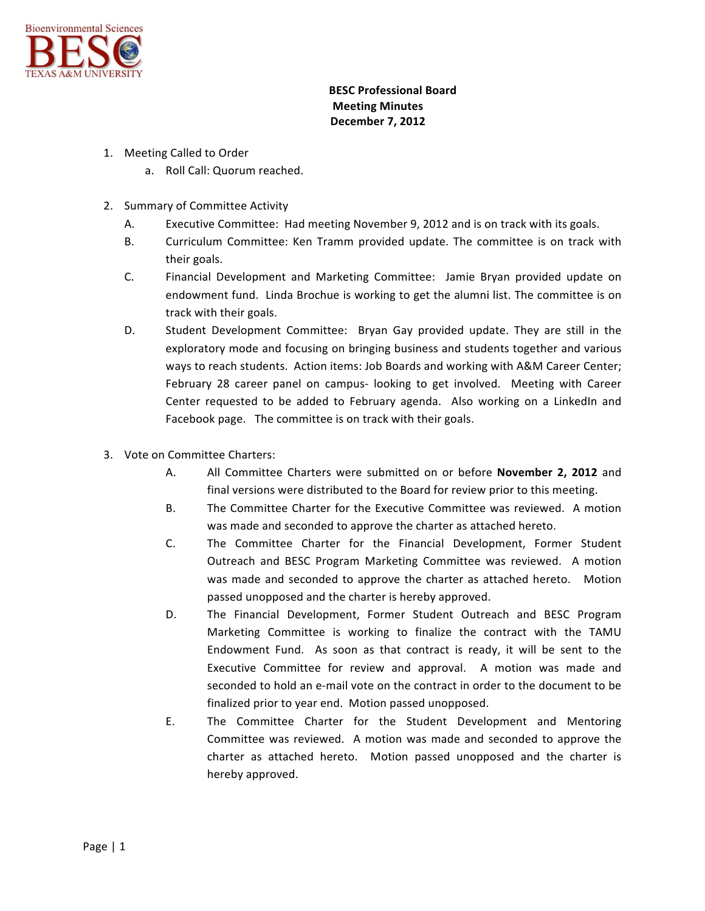Bioenvironmental Sciences
BESC
TEXAS A&M UNIVERSITY

**BESC Professional Board**
**Meeting Minutes**
**December 7, 2012**

1. Meeting Called to Order
   a. Roll Call: Quorum reached.

2. Summary of Committee Activity
   A. Executive Committee: Had meeting November 9, 2012 and is on track with its goals.
   B. Curriculum Committee: Ken Tramm provided update. The committee is on track with their goals.
   C. Financial Development and Marketing Committee: Jamie Bryan provided update on endowment fund. Linda Brochue is working to get the alumni list. The committee is on track with their goals.
   D. Student Development Committee: Bryan Gay provided update. They are still in the exploratory mode and focusing on bringing business and students together and various ways to reach students. Action items: Job Boards and working with A&M Career Center; February 28 career panel on campus- looking to get involved. Meeting with Career Center requested to be added to February agenda. Also working on a LinkedIn and Facebook page. The committee is on track with their goals.

3. Vote on Committee Charters:
   A. All Committee Charters were submitted on or before **November 2, 2012** and final versions were distributed to the Board for review prior to this meeting.
   B. The Committee Charter for the Executive Committee was reviewed. A motion was made and seconded to approve the charter as attached hereto.
   C. The Committee Charter for the Financial Development, Former Student Outreach and BESC Program Marketing Committee was reviewed. A motion was made and seconded to approve the charter as attached hereto. Motion passed unopposed and the charter is hereby approved.
   D. The Financial Development, Former Student Outreach and BESC Program Marketing Committee is working to finalize the contract with the TAMU Endowment Fund. As soon as that contract is ready, it will be sent to the Executive Committee for review and approval. A motion was made and seconded to hold an e-mail vote on the contract in order to the document to be finalized prior to year end. Motion passed unopposed.
   E. The Committee Charter for the Student Development and Mentoring Committee was reviewed. A motion was made and seconded to approve the charter as attached hereto. Motion passed unopposed and the charter is hereby approved.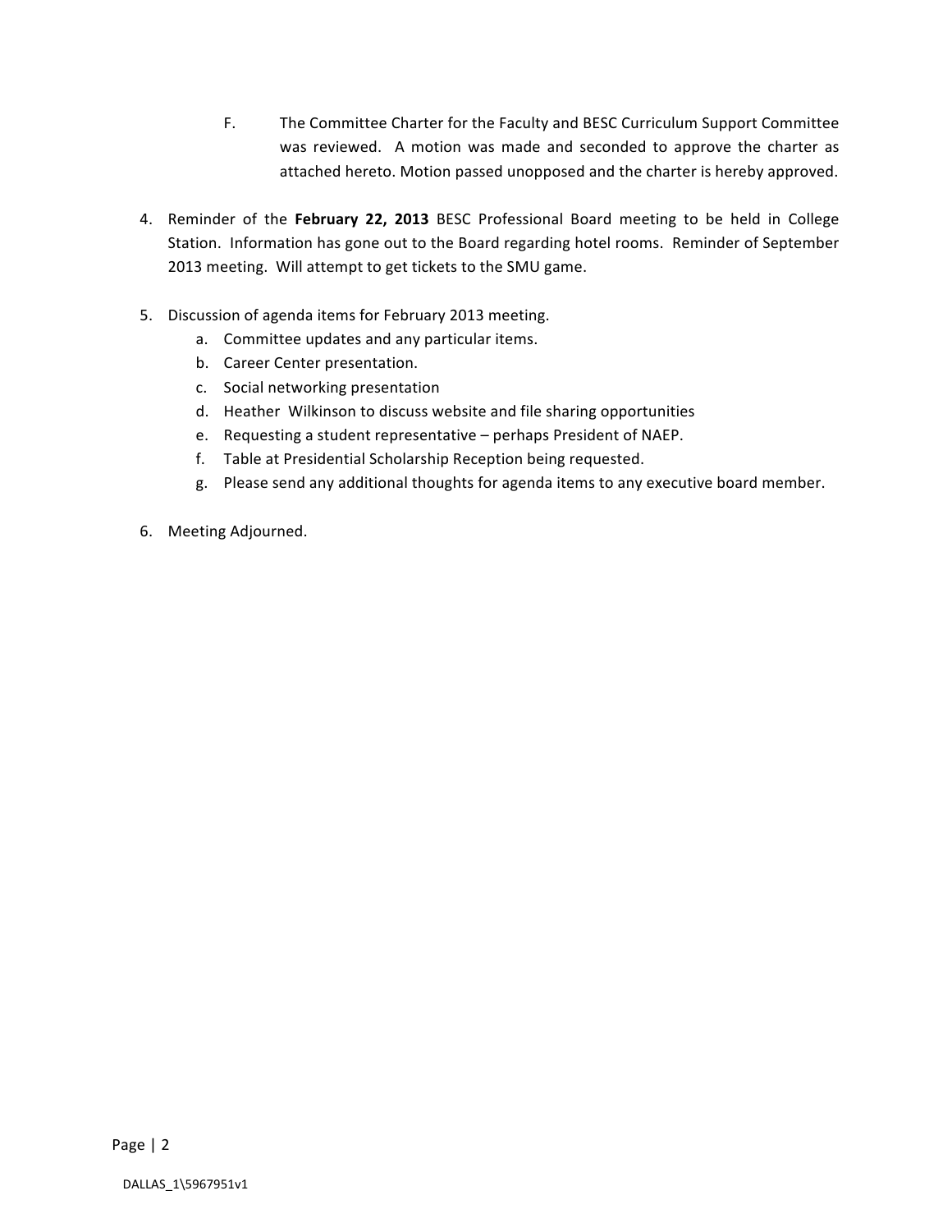F. The Committee Charter for the Faculty and BESC Curriculum Support Committee was reviewed. A motion was made and seconded to approve the charter as attached hereto. Motion passed unopposed and the charter is hereby approved.

4. Reminder of the **February 22, 2013** BESC Professional Board meeting to be held in College Station. Information has gone out to the Board regarding hotel rooms. Reminder of September 2013 meeting. Will attempt to get tickets to the SMU game.

5. Discussion of agenda items for February 2013 meeting.
   a. Committee updates and any particular items.
   b. Career Center presentation.
   c. Social networking presentation
   d. Heather Wilkinson to discuss website and file sharing opportunities
   e. Requesting a student representative – perhaps President of NAEP.
   f. Table at Presidential Scholarship Reception being requested.
   g. Please send any additional thoughts for agenda items to any executive board member.

6. Meeting Adjourned.

DALLAS_1\5967951v1